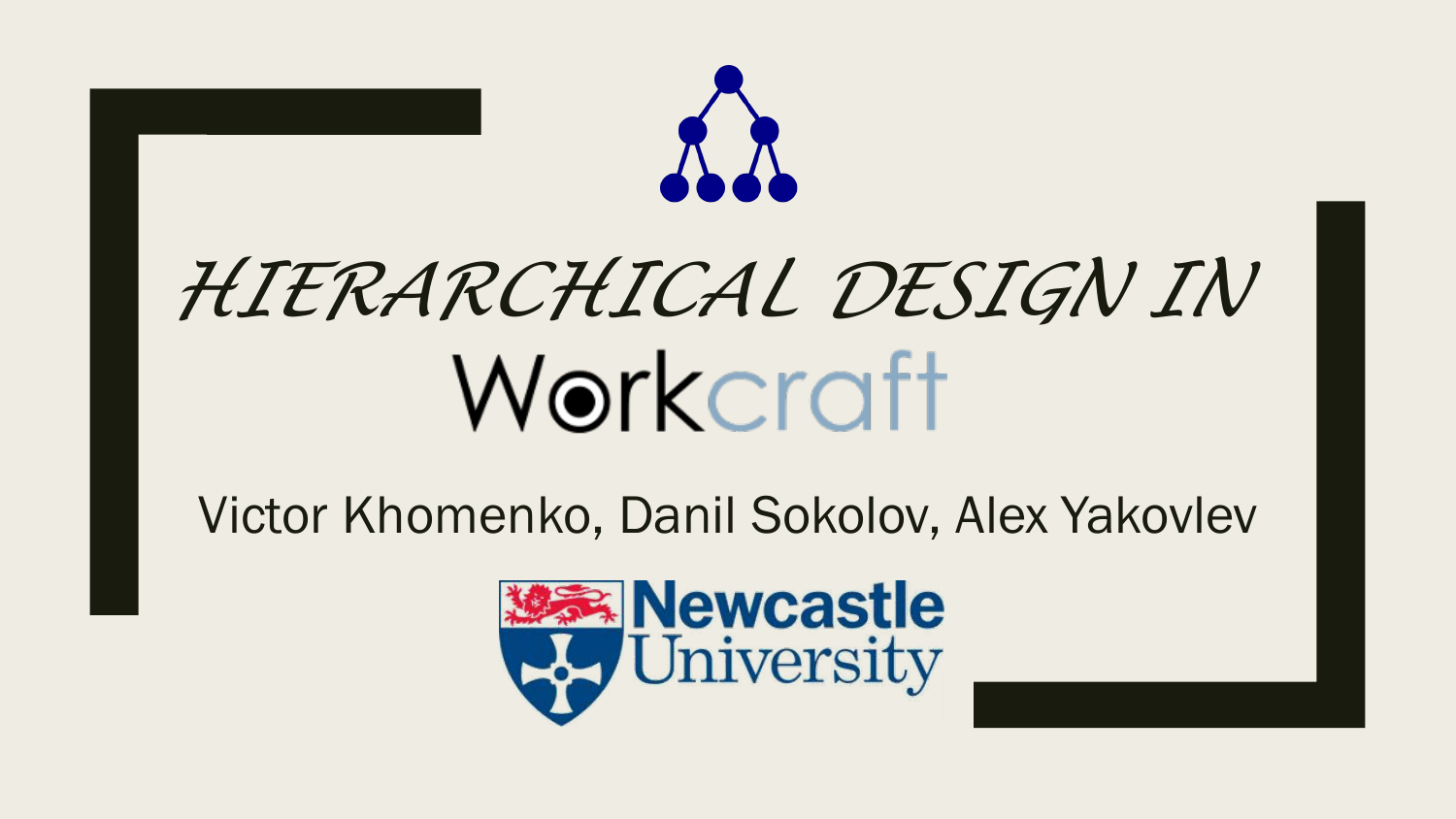# HIERARCHICAL DESIGN IN Workcraft

Victor Khomenko, Danil Sokolov, Alex Yakovlev

Newcastle University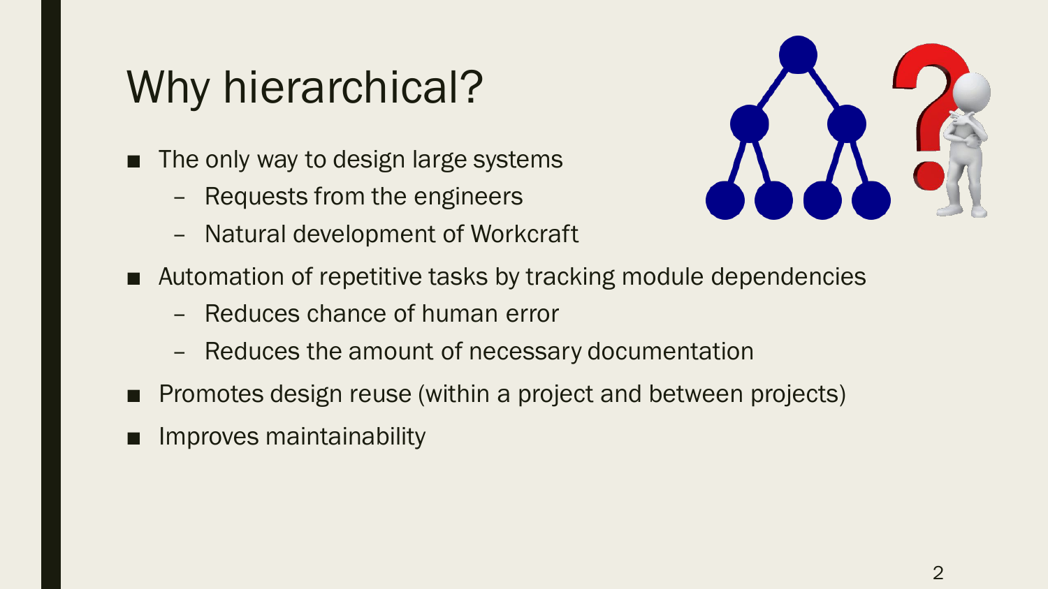# Why hierarchical?

- The only way to design large systems
  - Requests from the engineers
  - Natural development of Workcraft
- Automation of repetitive tasks by tracking module dependencies
  - Reduces chance of human error
  - Reduces the amount of necessary documentation
- Promotes design reuse (within a project and between projects)
- Improves maintainability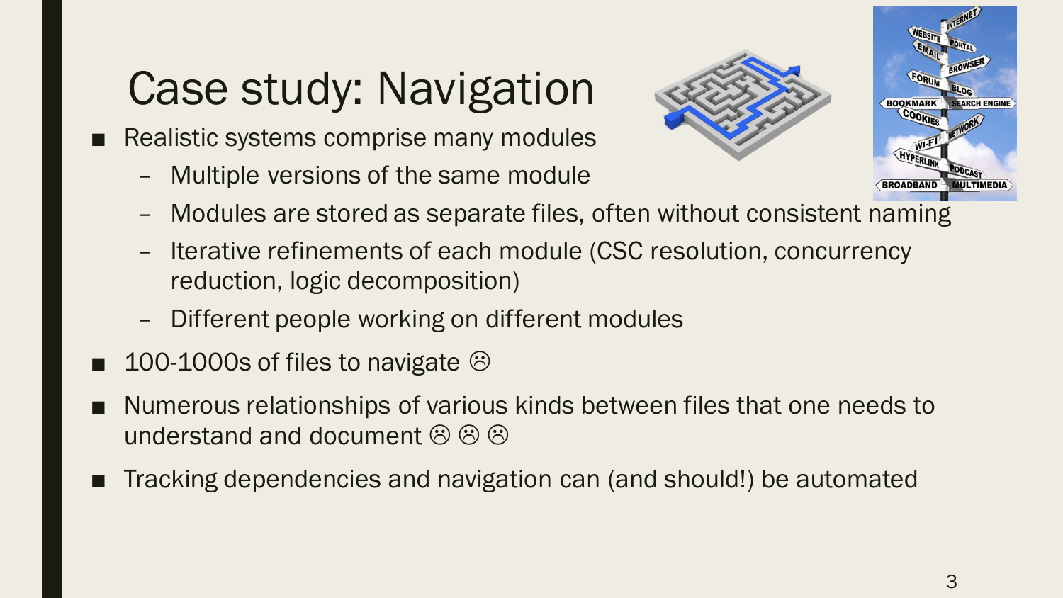# Case study: Navigation

- Realistic systems comprise many modules
  - Multiple versions of the same module
  - Modules are stored as separate files, often without consistent naming
  - Iterative refinements of each module (CSC resolution, concurrency reduction, logic decomposition)
  - Different people working on different modules
- 100-1000s of files to navigate ☹
- Numerous relationships of various kinds between files that one needs to understand and document ☹ ☹ ☹
- Tracking dependencies and navigation can (and should!) be automated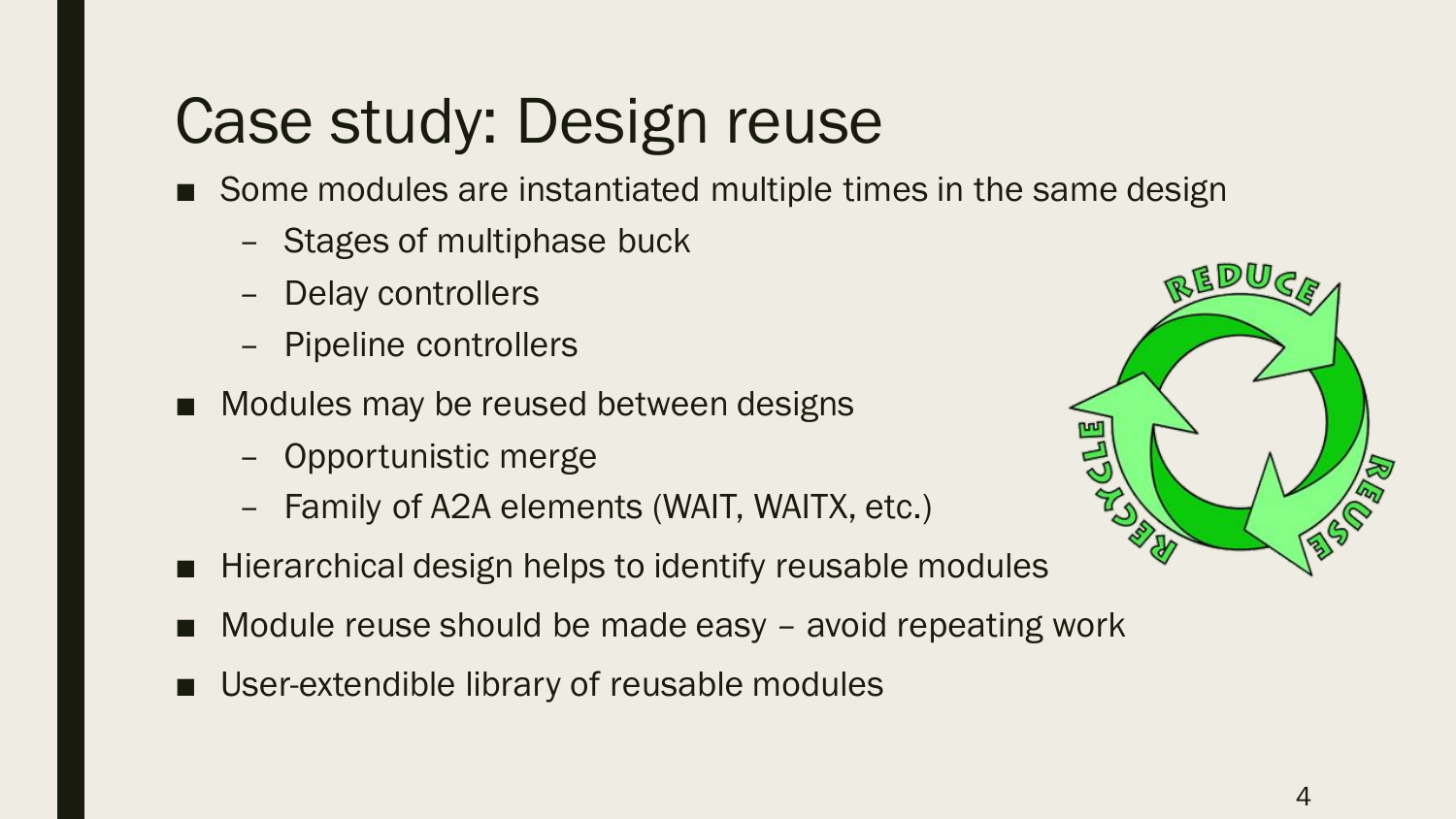# Case study: Design reuse

- Some modules are instantiated multiple times in the same design
  - Stages of multiphase buck
  - Delay controllers
  - Pipeline controllers
- Modules may be reused between designs
  - Opportunistic merge
  - Family of A2A elements (WAIT, WAITX, etc.)
- Hierarchical design helps to identify reusable modules
- Module reuse should be made easy – avoid repeating work
- User-extendible library of reusable modules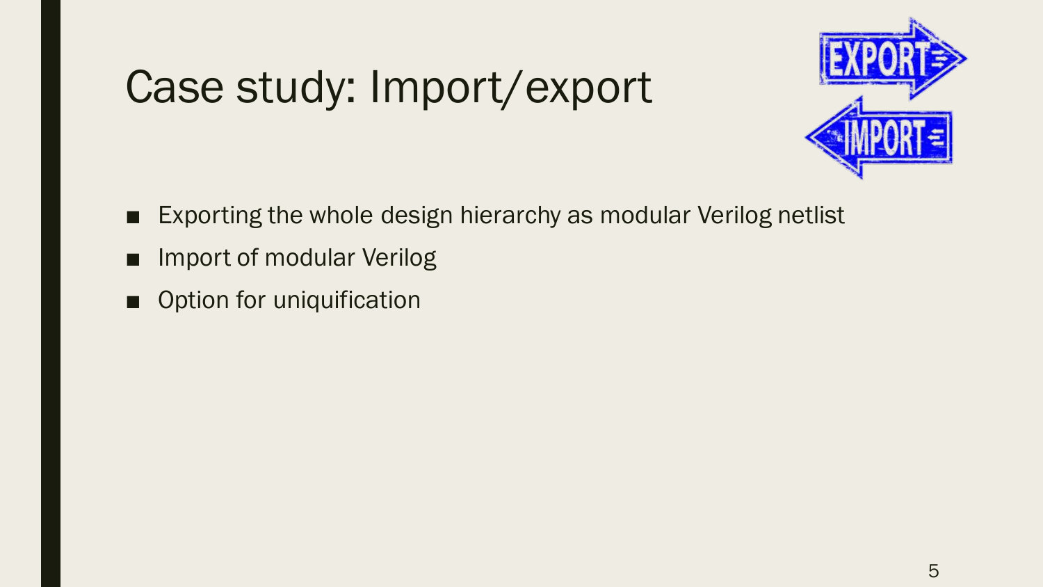# Case study: Import/export

- Exporting the whole design hierarchy as modular Verilog netlist
- Import of modular Verilog
- Option for uniquification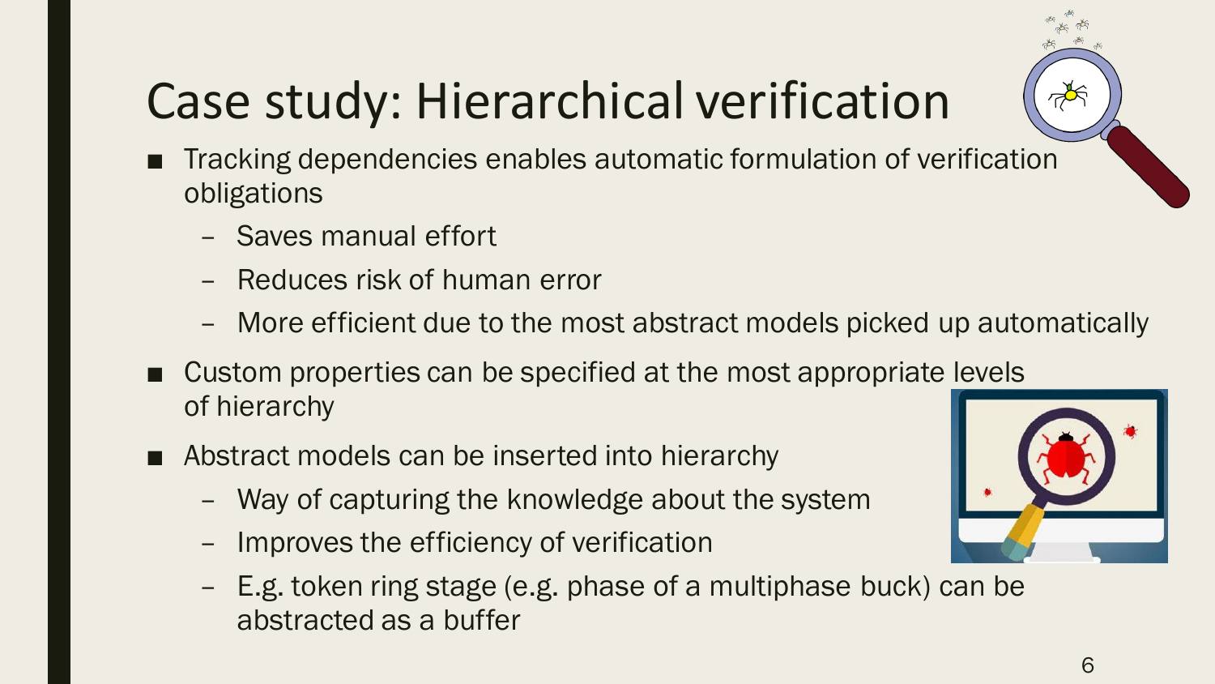# Case study: Hierarchical verification

- Tracking dependencies enables automatic formulation of verification obligations
  - Saves manual effort
  - Reduces risk of human error
  - More efficient due to the most abstract models picked up automatically
- Custom properties can be specified at the most appropriate levels of hierarchy
- Abstract models can be inserted into hierarchy
  - Way of capturing the knowledge about the system
  - Improves the efficiency of verification
  - E.g. token ring stage (e.g. phase of a multiphase buck) can be abstracted as a buffer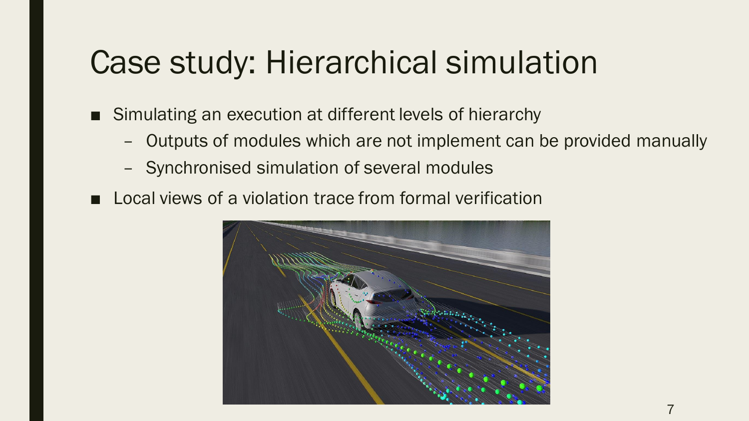# Case study: Hierarchical simulation

- Simulating an execution at different levels of hierarchy
  - Outputs of modules which are not implement can be provided manually
  - Synchronised simulation of several modules
- Local views of a violation trace from formal verification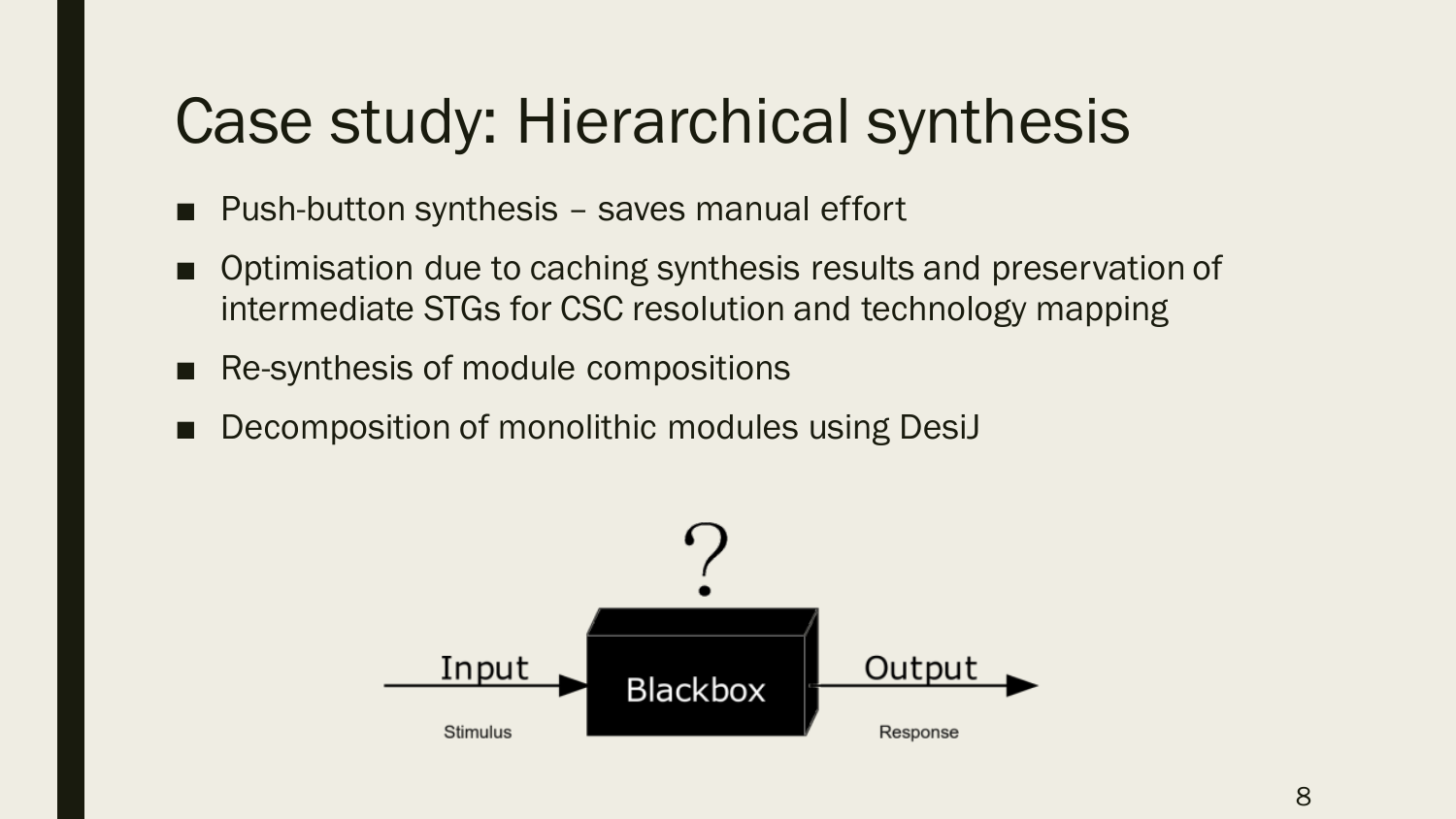# Case study: Hierarchical synthesis

- Push-button synthesis – saves manual effort
- Optimisation due to caching synthesis results and preservation of intermediate STGs for CSC resolution and technology mapping
- Re-synthesis of module compositions
- Decomposition of monolithic modules using DesiJ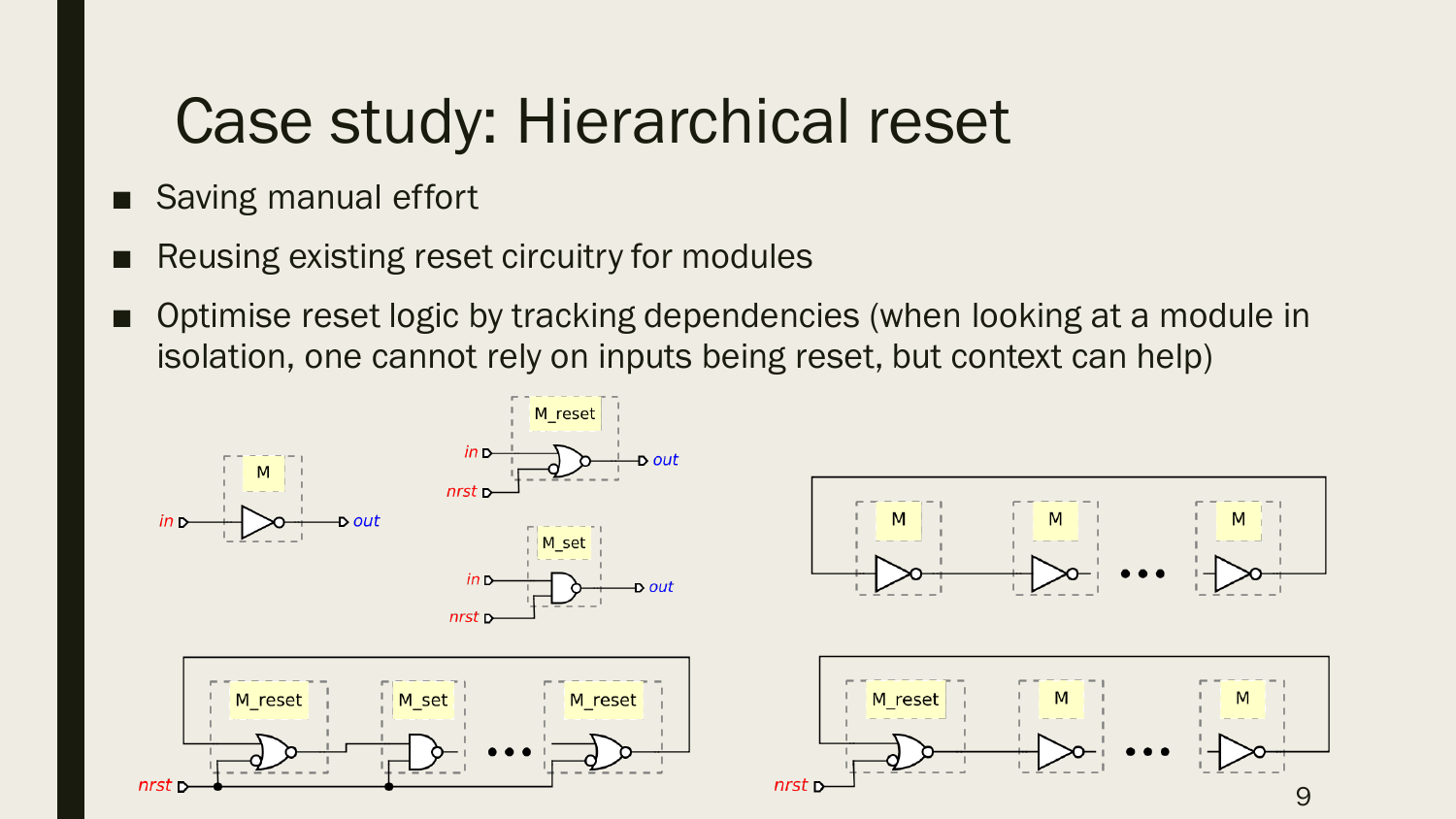# Case study: Hierarchical reset

- Saving manual effort
- Reusing existing reset circuitry for modules
- Optimise reset logic by tracking dependencies (when looking at a module in isolation, one cannot rely on inputs being reset, but context can help)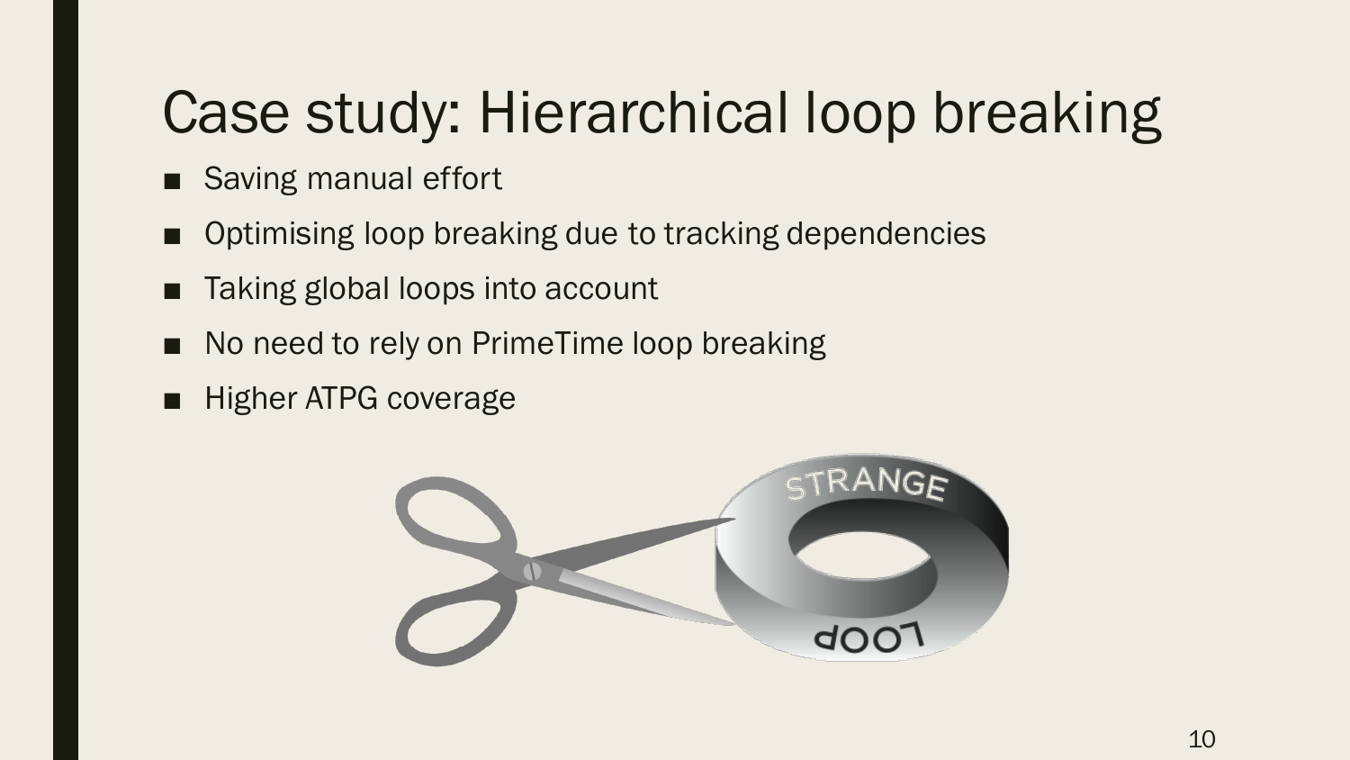# Case study: Hierarchical loop breaking

- Saving manual effort
- Optimising loop breaking due to tracking dependencies
- Taking global loops into account
- No need to rely on PrimeTime loop breaking
- Higher ATPG coverage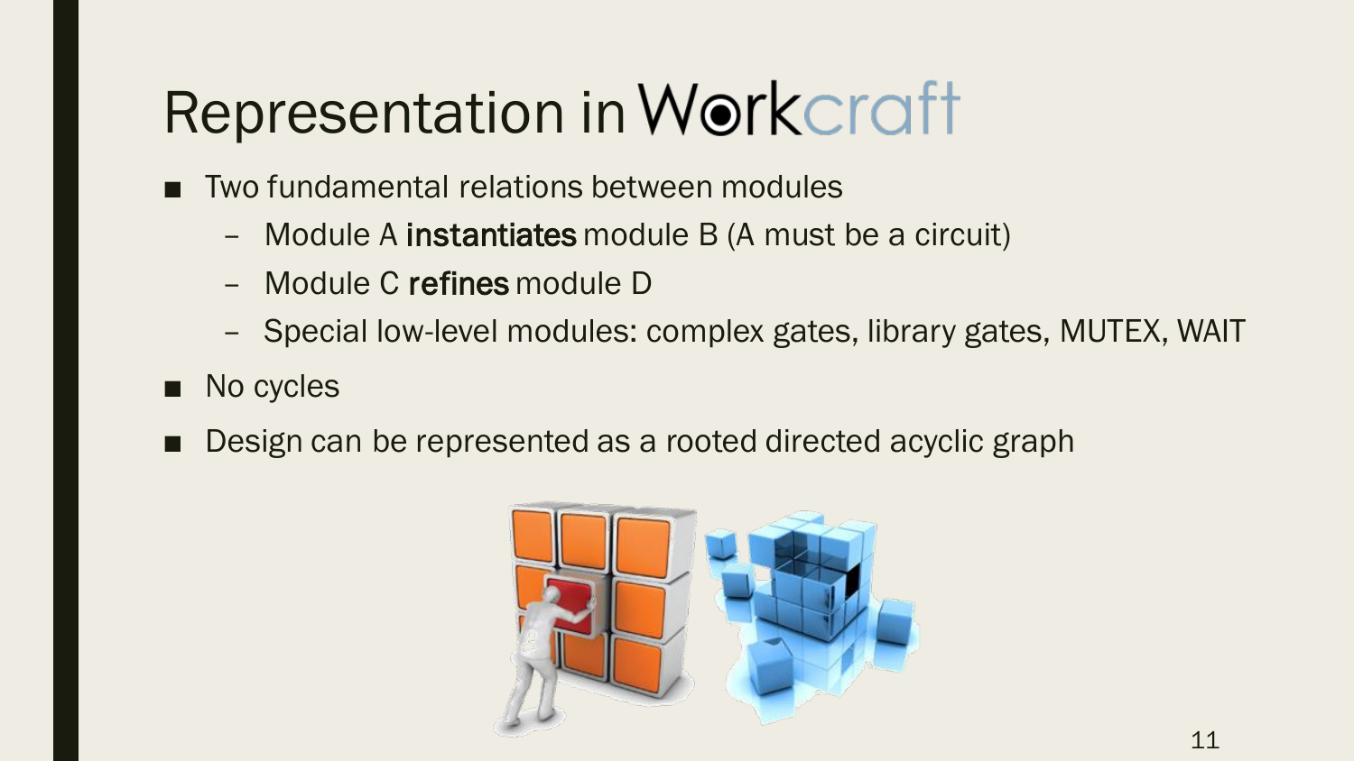# Representation in Workcraft

- Two fundamental relations between modules
  - Module A **instantiates** module B (A must be a circuit)
  - Module C **refines** module D
  - Special low-level modules: complex gates, library gates, MUTEX, WAIT
- No cycles
- Design can be represented as a rooted directed acyclic graph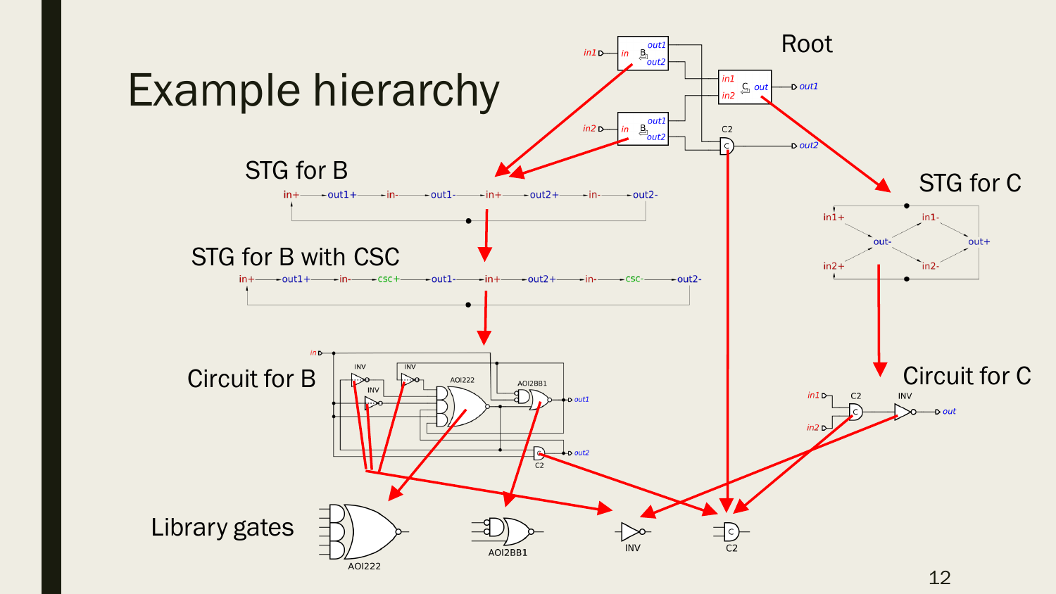# Example hierarchy

Root

STG for B

in+ → out1+ → in- → out1- → in+ → out2+ → in- → out2-

STG for B with CSC

in+ → out1+ → in- → csc+ → out1- → in+ → out2+ → in- → csc- → out2-

STG for C

Circuit for B

Circuit for C

Library gates

AOI222 AOI2BB1 INV C2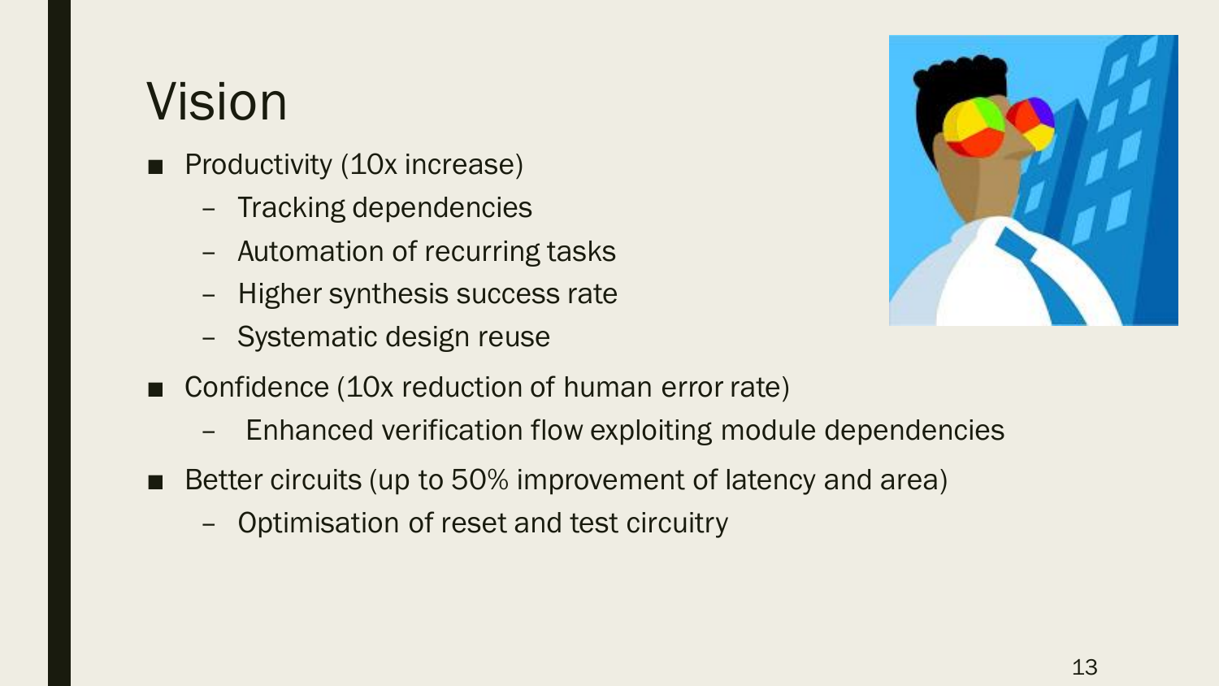# Vision

- Productivity (10x increase)
  - Tracking dependencies
  - Automation of recurring tasks
  - Higher synthesis success rate
  - Systematic design reuse
- Confidence (10x reduction of human error rate)
  - Enhanced verification flow exploiting module dependencies
- Better circuits (up to 50% improvement of latency and area)
  - Optimisation of reset and test circuitry